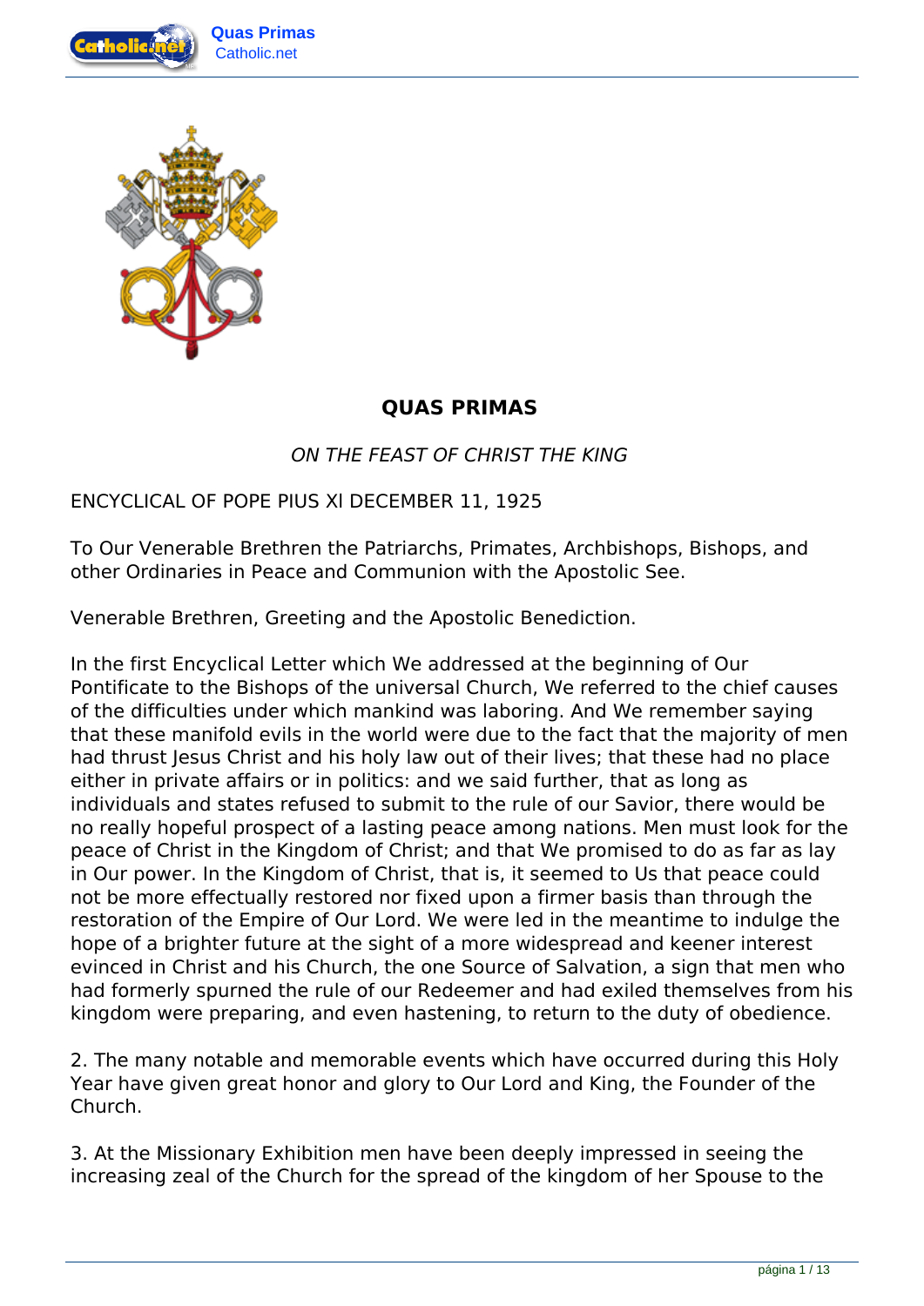# QUAS PRIMAS

*ON THE FEAST OF CHRIST THE KING*

ENCYCLICAL OF POPE PIUS XI DECEMBER 11, 1925

To Our Venerable Brethren the Patriarchs, Primates, Archbishops, Bishops, and other Ordinaries in Peace and Communion with the Apostolic See.

Venerable Brethren, Greeting and the Apostolic Benediction.

In the first Encyclical Letter which We addressed at the beginning of Our Pontificate to the Bishops of the universal Church, We referred to the chief causes of the difficulties under which mankind was laboring. And We remember saying that these manifold evils in the world were due to the fact that the majority of men had thrust Jesus Christ and his holy law out of their lives; that these had no place either in private affairs or in politics: and we said further, that as long as individuals and states refused to submit to the rule of our Savior, there would be no really hopeful prospect of a lasting peace among nations. Men must look for the peace of Christ in the Kingdom of Christ; and that We promised to do as far as lay in Our power. In the Kingdom of Christ, that is, it seemed to Us that peace could not be more effectually restored nor fixed upon a firmer basis than through the restoration of the Empire of Our Lord. We were led in the meantime to indulge the hope of a brighter future at the sight of a more widespread and keener interest evinced in Christ and his Church, the one Source of Salvation, a sign that men who had formerly spurned the rule of our Redeemer and had exiled themselves from his kingdom were preparing, and even hastening, to return to the duty of obedience.

2. The many notable and memorable events which have occurred during this Holy Year have given great honor and glory to Our Lord and King, the Founder of the Church.

3. At the Missionary Exhibition men have been deeply impressed in seeing the increasing zeal of the Church for the spread of the kingdom of her Spouse to the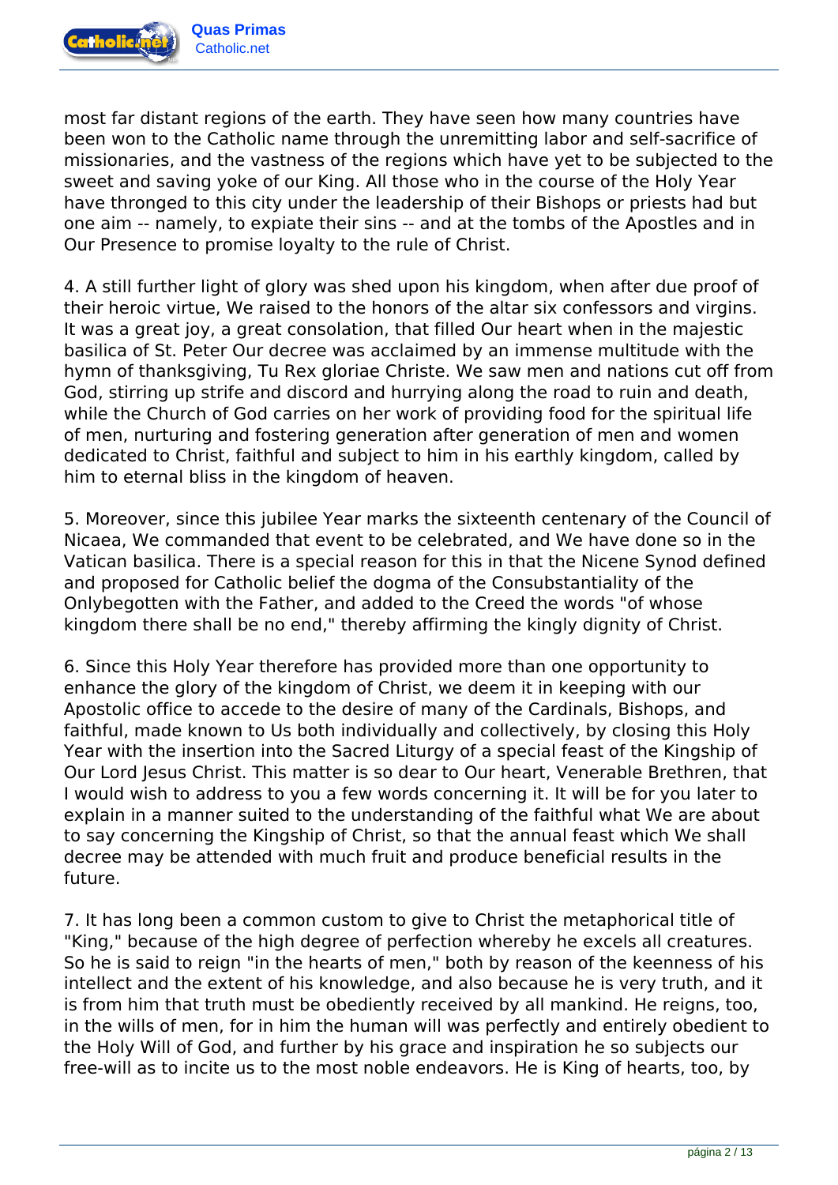most far distant regions of the earth. They have seen how many countries have been won to the Catholic name through the unremitting labor and self-sacrifice of missionaries, and the vastness of the regions which have yet to be subjected to the sweet and saving yoke of our King. All those who in the course of the Holy Year have thronged to this city under the leadership of their Bishops or priests had but one aim -- namely, to expiate their sins -- and at the tombs of the Apostles and in Our Presence to promise loyalty to the rule of Christ.

4. A still further light of glory was shed upon his kingdom, when after due proof of their heroic virtue, We raised to the honors of the altar six confessors and virgins. It was a great joy, a great consolation, that filled Our heart when in the majestic basilica of St. Peter Our decree was acclaimed by an immense multitude with the hymn of thanksgiving, Tu Rex gloriae Christe. We saw men and nations cut off from God, stirring up strife and discord and hurrying along the road to ruin and death, while the Church of God carries on her work of providing food for the spiritual life of men, nurturing and fostering generation after generation of men and women dedicated to Christ, faithful and subject to him in his earthly kingdom, called by him to eternal bliss in the kingdom of heaven.

5. Moreover, since this jubilee Year marks the sixteenth centenary of the Council of Nicaea, We commanded that event to be celebrated, and We have done so in the Vatican basilica. There is a special reason for this in that the Nicene Synod defined and proposed for Catholic belief the dogma of the Consubstantiality of the Onlybegotten with the Father, and added to the Creed the words "of whose kingdom there shall be no end," thereby affirming the kingly dignity of Christ.

6. Since this Holy Year therefore has provided more than one opportunity to enhance the glory of the kingdom of Christ, we deem it in keeping with our Apostolic office to accede to the desire of many of the Cardinals, Bishops, and faithful, made known to Us both individually and collectively, by closing this Holy Year with the insertion into the Sacred Liturgy of a special feast of the Kingship of Our Lord Jesus Christ. This matter is so dear to Our heart, Venerable Brethren, that I would wish to address to you a few words concerning it. It will be for you later to explain in a manner suited to the understanding of the faithful what We are about to say concerning the Kingship of Christ, so that the annual feast which We shall decree may be attended with much fruit and produce beneficial results in the future.

7. It has long been a common custom to give to Christ the metaphorical title of "King," because of the high degree of perfection whereby he excels all creatures. So he is said to reign "in the hearts of men," both by reason of the keenness of his intellect and the extent of his knowledge, and also because he is very truth, and it is from him that truth must be obediently received by all mankind. He reigns, too, in the wills of men, for in him the human will was perfectly and entirely obedient to the Holy Will of God, and further by his grace and inspiration he so subjects our free-will as to incite us to the most noble endeavors. He is King of hearts, too, by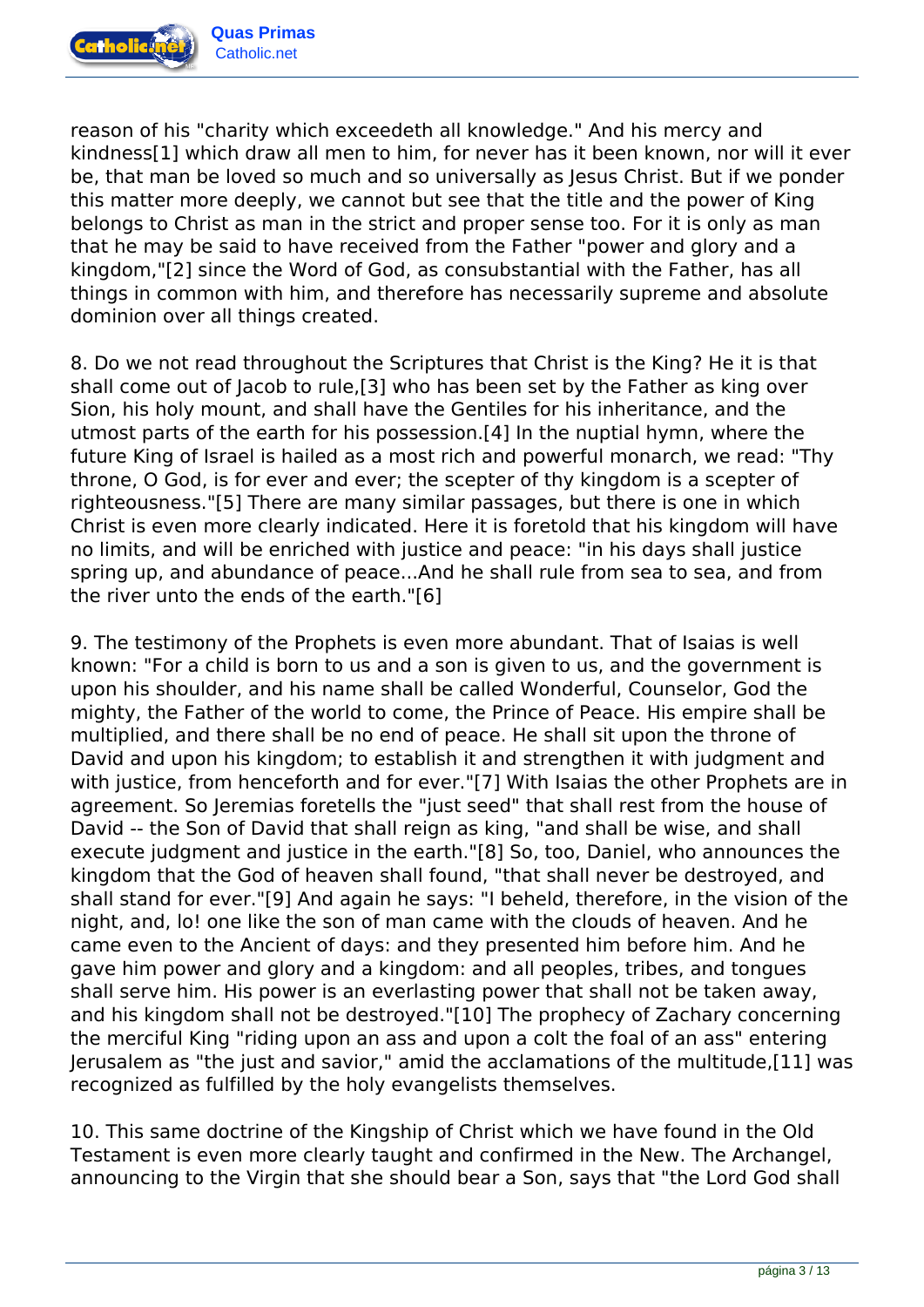reason of his "charity which exceedeth all knowledge." And his mercy and kindness[1] which draw all men to him, for never has it been known, nor will it ever be, that man be loved so much and so universally as Jesus Christ. But if we ponder this matter more deeply, we cannot but see that the title and the power of King belongs to Christ as man in the strict and proper sense too. For it is only as man that he may be said to have received from the Father "power and glory and a kingdom,"[2] since the Word of God, as consubstantial with the Father, has all things in common with him, and therefore has necessarily supreme and absolute dominion over all things created.

8. Do we not read throughout the Scriptures that Christ is the King? He it is that shall come out of Jacob to rule,[3] who has been set by the Father as king over Sion, his holy mount, and shall have the Gentiles for his inheritance, and the utmost parts of the earth for his possession.[4] In the nuptial hymn, where the future King of Israel is hailed as a most rich and powerful monarch, we read: "Thy throne, O God, is for ever and ever; the scepter of thy kingdom is a scepter of righteousness."[5] There are many similar passages, but there is one in which Christ is even more clearly indicated. Here it is foretold that his kingdom will have no limits, and will be enriched with justice and peace: "in his days shall justice spring up, and abundance of peace...And he shall rule from sea to sea, and from the river unto the ends of the earth."[6]

9. The testimony of the Prophets is even more abundant. That of Isaias is well known: "For a child is born to us and a son is given to us, and the government is upon his shoulder, and his name shall be called Wonderful, Counselor, God the mighty, the Father of the world to come, the Prince of Peace. His empire shall be multiplied, and there shall be no end of peace. He shall sit upon the throne of David and upon his kingdom; to establish it and strengthen it with judgment and with justice, from henceforth and for ever."[7] With Isaias the other Prophets are in agreement. So Jeremias foretells the "just seed" that shall rest from the house of David -- the Son of David that shall reign as king, "and shall be wise, and shall execute judgment and justice in the earth."[8] So, too, Daniel, who announces the kingdom that the God of heaven shall found, "that shall never be destroyed, and shall stand for ever."[9] And again he says: "I beheld, therefore, in the vision of the night, and, lo! one like the son of man came with the clouds of heaven. And he came even to the Ancient of days: and they presented him before him. And he gave him power and glory and a kingdom: and all peoples, tribes, and tongues shall serve him. His power is an everlasting power that shall not be taken away, and his kingdom shall not be destroyed."[10] The prophecy of Zachary concerning the merciful King "riding upon an ass and upon a colt the foal of an ass" entering Jerusalem as "the just and savior," amid the acclamations of the multitude,[11] was recognized as fulfilled by the holy evangelists themselves.

10. This same doctrine of the Kingship of Christ which we have found in the Old Testament is even more clearly taught and confirmed in the New. The Archangel, announcing to the Virgin that she should bear a Son, says that "the Lord God shall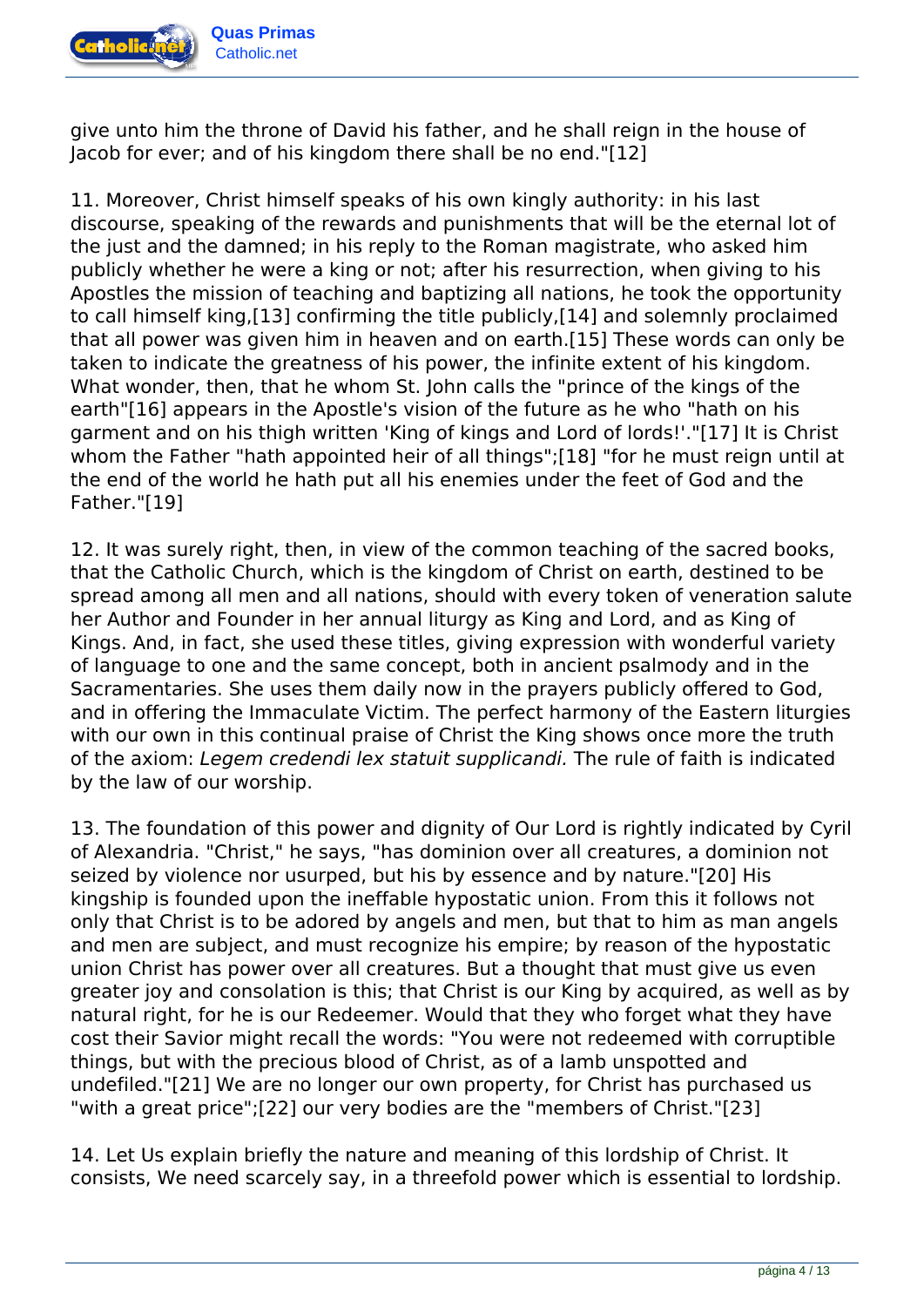give unto him the throne of David his father, and he shall reign in the house of Jacob for ever; and of his kingdom there shall be no end."[12]

11. Moreover, Christ himself speaks of his own kingly authority: in his last discourse, speaking of the rewards and punishments that will be the eternal lot of the just and the damned; in his reply to the Roman magistrate, who asked him publicly whether he were a king or not; after his resurrection, when giving to his Apostles the mission of teaching and baptizing all nations, he took the opportunity to call himself king,[13] confirming the title publicly,[14] and solemnly proclaimed that all power was given him in heaven and on earth.[15] These words can only be taken to indicate the greatness of his power, the infinite extent of his kingdom. What wonder, then, that he whom St. John calls the "prince of the kings of the earth"[16] appears in the Apostle's vision of the future as he who "hath on his garment and on his thigh written 'King of kings and Lord of lords!'."[17] It is Christ whom the Father "hath appointed heir of all things";[18] "for he must reign until at the end of the world he hath put all his enemies under the feet of God and the Father."[19]

12. It was surely right, then, in view of the common teaching of the sacred books, that the Catholic Church, which is the kingdom of Christ on earth, destined to be spread among all men and all nations, should with every token of veneration salute her Author and Founder in her annual liturgy as King and Lord, and as King of Kings. And, in fact, she used these titles, giving expression with wonderful variety of language to one and the same concept, both in ancient psalmody and in the Sacramentaries. She uses them daily now in the prayers publicly offered to God, and in offering the Immaculate Victim. The perfect harmony of the Eastern liturgies with our own in this continual praise of Christ the King shows once more the truth of the axiom: *Legem credendi lex statuit supplicandi.* The rule of faith is indicated by the law of our worship.

13. The foundation of this power and dignity of Our Lord is rightly indicated by Cyril of Alexandria. "Christ," he says, "has dominion over all creatures, a dominion not seized by violence nor usurped, but his by essence and by nature."[20] His kingship is founded upon the ineffable hypostatic union. From this it follows not only that Christ is to be adored by angels and men, but that to him as man angels and men are subject, and must recognize his empire; by reason of the hypostatic union Christ has power over all creatures. But a thought that must give us even greater joy and consolation is this; that Christ is our King by acquired, as well as by natural right, for he is our Redeemer. Would that they who forget what they have cost their Savior might recall the words: "You were not redeemed with corruptible things, but with the precious blood of Christ, as of a lamb unspotted and undefiled."[21] We are no longer our own property, for Christ has purchased us "with a great price";[22] our very bodies are the "members of Christ."[23]

14. Let Us explain briefly the nature and meaning of this lordship of Christ. It consists, We need scarcely say, in a threefold power which is essential to lordship.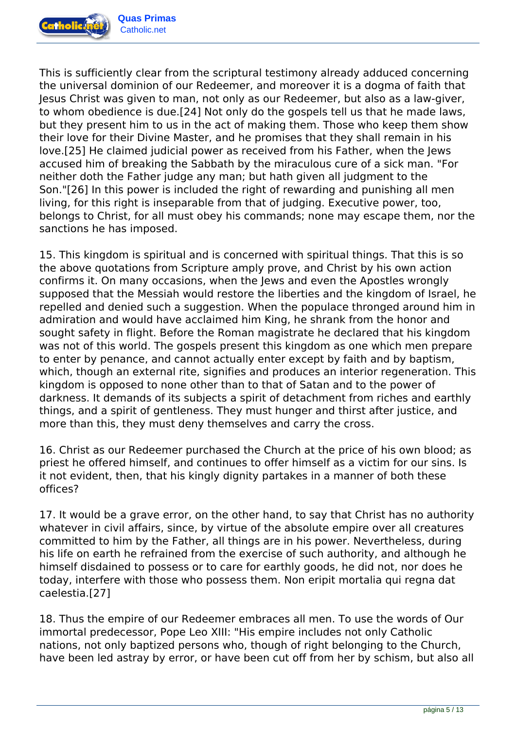This is sufficiently clear from the scriptural testimony already adduced concerning the universal dominion of our Redeemer, and moreover it is a dogma of faith that Jesus Christ was given to man, not only as our Redeemer, but also as a law-giver, to whom obedience is due.[24] Not only do the gospels tell us that he made laws, but they present him to us in the act of making them. Those who keep them show their love for their Divine Master, and he promises that they shall remain in his love.[25] He claimed judicial power as received from his Father, when the Jews accused him of breaking the Sabbath by the miraculous cure of a sick man. "For neither doth the Father judge any man; but hath given all judgment to the Son."[26] In this power is included the right of rewarding and punishing all men living, for this right is inseparable from that of judging. Executive power, too, belongs to Christ, for all must obey his commands; none may escape them, nor the sanctions he has imposed.

15. This kingdom is spiritual and is concerned with spiritual things. That this is so the above quotations from Scripture amply prove, and Christ by his own action confirms it. On many occasions, when the Jews and even the Apostles wrongly supposed that the Messiah would restore the liberties and the kingdom of Israel, he repelled and denied such a suggestion. When the populace thronged around him in admiration and would have acclaimed him King, he shrank from the honor and sought safety in flight. Before the Roman magistrate he declared that his kingdom was not of this world. The gospels present this kingdom as one which men prepare to enter by penance, and cannot actually enter except by faith and by baptism, which, though an external rite, signifies and produces an interior regeneration. This kingdom is opposed to none other than to that of Satan and to the power of darkness. It demands of its subjects a spirit of detachment from riches and earthly things, and a spirit of gentleness. They must hunger and thirst after justice, and more than this, they must deny themselves and carry the cross.

16. Christ as our Redeemer purchased the Church at the price of his own blood; as priest he offered himself, and continues to offer himself as a victim for our sins. Is it not evident, then, that his kingly dignity partakes in a manner of both these offices?

17. It would be a grave error, on the other hand, to say that Christ has no authority whatever in civil affairs, since, by virtue of the absolute empire over all creatures committed to him by the Father, all things are in his power. Nevertheless, during his life on earth he refrained from the exercise of such authority, and although he himself disdained to possess or to care for earthly goods, he did not, nor does he today, interfere with those who possess them. Non eripit mortalia qui regna dat caelestia.[27]

18. Thus the empire of our Redeemer embraces all men. To use the words of Our immortal predecessor, Pope Leo XIII: "His empire includes not only Catholic nations, not only baptized persons who, though of right belonging to the Church, have been led astray by error, or have been cut off from her by schism, but also all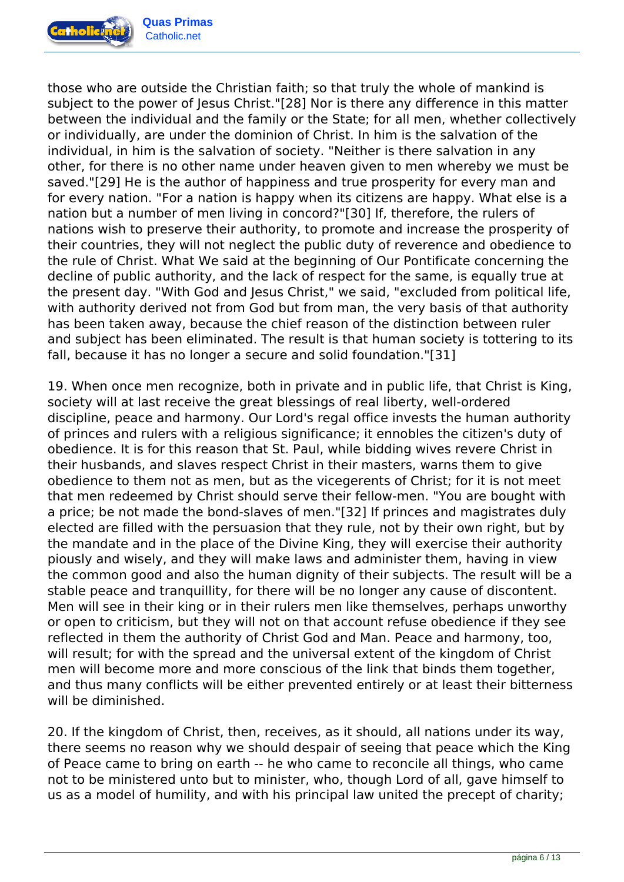those who are outside the Christian faith; so that truly the whole of mankind is subject to the power of Jesus Christ."[28] Nor is there any difference in this matter between the individual and the family or the State; for all men, whether collectively or individually, are under the dominion of Christ. In him is the salvation of the individual, in him is the salvation of society. "Neither is there salvation in any other, for there is no other name under heaven given to men whereby we must be saved."[29] He is the author of happiness and true prosperity for every man and for every nation. "For a nation is happy when its citizens are happy. What else is a nation but a number of men living in concord?"[30] If, therefore, the rulers of nations wish to preserve their authority, to promote and increase the prosperity of their countries, they will not neglect the public duty of reverence and obedience to the rule of Christ. What We said at the beginning of Our Pontificate concerning the decline of public authority, and the lack of respect for the same, is equally true at the present day. "With God and Jesus Christ," we said, "excluded from political life, with authority derived not from God but from man, the very basis of that authority has been taken away, because the chief reason of the distinction between ruler and subject has been eliminated. The result is that human society is tottering to its fall, because it has no longer a secure and solid foundation."[31]

19. When once men recognize, both in private and in public life, that Christ is King, society will at last receive the great blessings of real liberty, well-ordered discipline, peace and harmony. Our Lord's regal office invests the human authority of princes and rulers with a religious significance; it ennobles the citizen's duty of obedience. It is for this reason that St. Paul, while bidding wives revere Christ in their husbands, and slaves respect Christ in their masters, warns them to give obedience to them not as men, but as the vicegerents of Christ; for it is not meet that men redeemed by Christ should serve their fellow-men. "You are bought with a price; be not made the bond-slaves of men."[32] If princes and magistrates duly elected are filled with the persuasion that they rule, not by their own right, but by the mandate and in the place of the Divine King, they will exercise their authority piously and wisely, and they will make laws and administer them, having in view the common good and also the human dignity of their subjects. The result will be a stable peace and tranquillity, for there will be no longer any cause of discontent. Men will see in their king or in their rulers men like themselves, perhaps unworthy or open to criticism, but they will not on that account refuse obedience if they see reflected in them the authority of Christ God and Man. Peace and harmony, too, will result; for with the spread and the universal extent of the kingdom of Christ men will become more and more conscious of the link that binds them together, and thus many conflicts will be either prevented entirely or at least their bitterness will be diminished.

20. If the kingdom of Christ, then, receives, as it should, all nations under its way, there seems no reason why we should despair of seeing that peace which the King of Peace came to bring on earth -- he who came to reconcile all things, who came not to be ministered unto but to minister, who, though Lord of all, gave himself to us as a model of humility, and with his principal law united the precept of charity;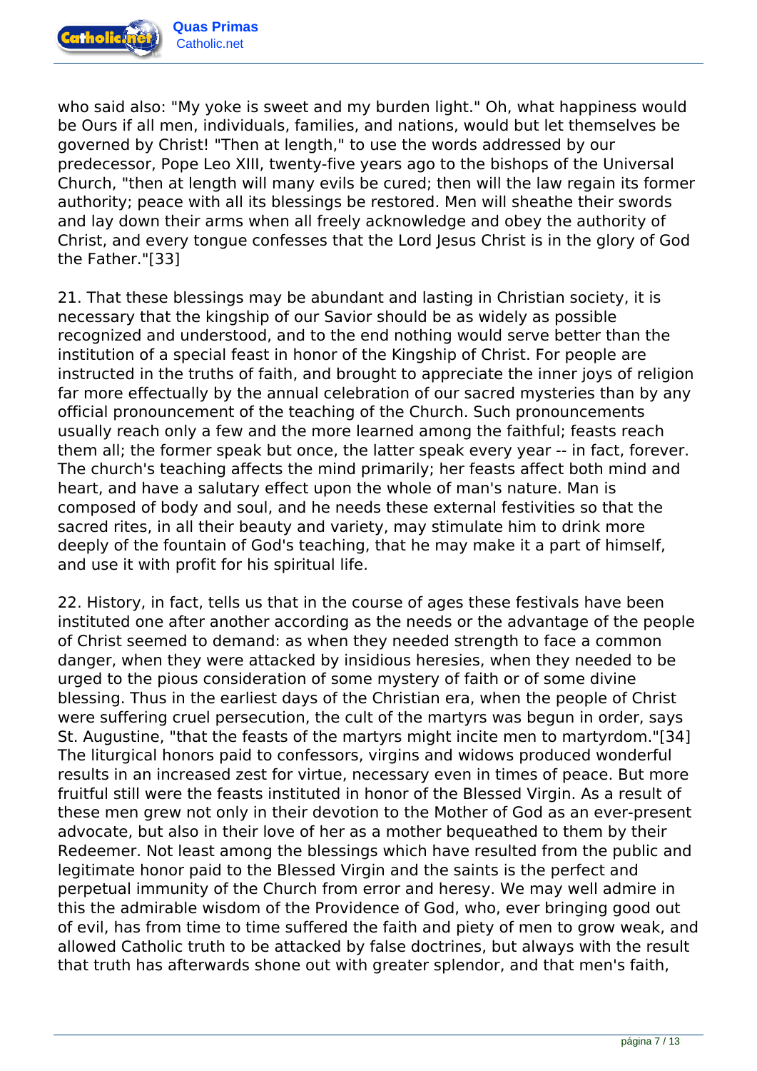who said also: "My yoke is sweet and my burden light." Oh, what happiness would be Ours if all men, individuals, families, and nations, would but let themselves be governed by Christ! "Then at length," to use the words addressed by our predecessor, Pope Leo XIII, twenty-five years ago to the bishops of the Universal Church, "then at length will many evils be cured; then will the law regain its former authority; peace with all its blessings be restored. Men will sheathe their swords and lay down their arms when all freely acknowledge and obey the authority of Christ, and every tongue confesses that the Lord Jesus Christ is in the glory of God the Father."[33]

21. That these blessings may be abundant and lasting in Christian society, it is necessary that the kingship of our Savior should be as widely as possible recognized and understood, and to the end nothing would serve better than the institution of a special feast in honor of the Kingship of Christ. For people are instructed in the truths of faith, and brought to appreciate the inner joys of religion far more effectually by the annual celebration of our sacred mysteries than by any official pronouncement of the teaching of the Church. Such pronouncements usually reach only a few and the more learned among the faithful; feasts reach them all; the former speak but once, the latter speak every year -- in fact, forever. The church's teaching affects the mind primarily; her feasts affect both mind and heart, and have a salutary effect upon the whole of man's nature. Man is composed of body and soul, and he needs these external festivities so that the sacred rites, in all their beauty and variety, may stimulate him to drink more deeply of the fountain of God's teaching, that he may make it a part of himself, and use it with profit for his spiritual life.

22. History, in fact, tells us that in the course of ages these festivals have been instituted one after another according as the needs or the advantage of the people of Christ seemed to demand: as when they needed strength to face a common danger, when they were attacked by insidious heresies, when they needed to be urged to the pious consideration of some mystery of faith or of some divine blessing. Thus in the earliest days of the Christian era, when the people of Christ were suffering cruel persecution, the cult of the martyrs was begun in order, says St. Augustine, "that the feasts of the martyrs might incite men to martyrdom."[34] The liturgical honors paid to confessors, virgins and widows produced wonderful results in an increased zest for virtue, necessary even in times of peace. But more fruitful still were the feasts instituted in honor of the Blessed Virgin. As a result of these men grew not only in their devotion to the Mother of God as an ever-present advocate, but also in their love of her as a mother bequeathed to them by their Redeemer. Not least among the blessings which have resulted from the public and legitimate honor paid to the Blessed Virgin and the saints is the perfect and perpetual immunity of the Church from error and heresy. We may well admire in this the admirable wisdom of the Providence of God, who, ever bringing good out of evil, has from time to time suffered the faith and piety of men to grow weak, and allowed Catholic truth to be attacked by false doctrines, but always with the result that truth has afterwards shone out with greater splendor, and that men's faith,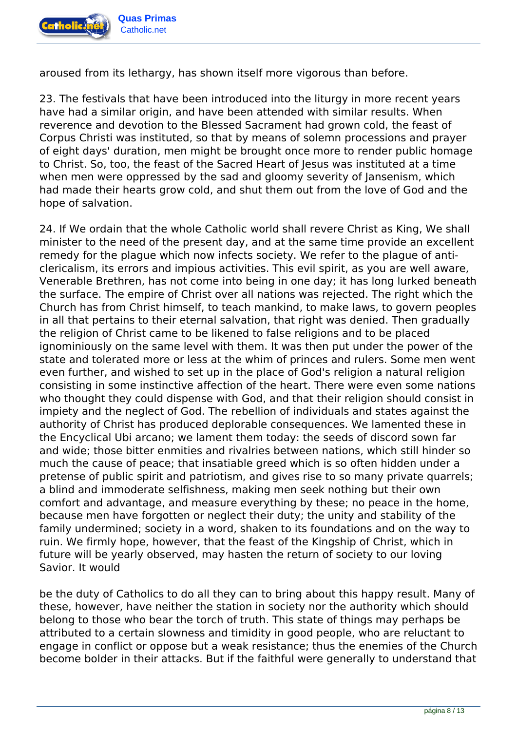aroused from its lethargy, has shown itself more vigorous than before.

23. The festivals that have been introduced into the liturgy in more recent years have had a similar origin, and have been attended with similar results. When reverence and devotion to the Blessed Sacrament had grown cold, the feast of Corpus Christi was instituted, so that by means of solemn processions and prayer of eight days' duration, men might be brought once more to render public homage to Christ. So, too, the feast of the Sacred Heart of Jesus was instituted at a time when men were oppressed by the sad and gloomy severity of Jansenism, which had made their hearts grow cold, and shut them out from the love of God and the hope of salvation.

24. If We ordain that the whole Catholic world shall revere Christ as King, We shall minister to the need of the present day, and at the same time provide an excellent remedy for the plague which now infects society. We refer to the plague of anti-clericalism, its errors and impious activities. This evil spirit, as you are well aware, Venerable Brethren, has not come into being in one day; it has long lurked beneath the surface. The empire of Christ over all nations was rejected. The right which the Church has from Christ himself, to teach mankind, to make laws, to govern peoples in all that pertains to their eternal salvation, that right was denied. Then gradually the religion of Christ came to be likened to false religions and to be placed ignominiously on the same level with them. It was then put under the power of the state and tolerated more or less at the whim of princes and rulers. Some men went even further, and wished to set up in the place of God's religion a natural religion consisting in some instinctive affection of the heart. There were even some nations who thought they could dispense with God, and that their religion should consist in impiety and the neglect of God. The rebellion of individuals and states against the authority of Christ has produced deplorable consequences. We lamented these in the Encyclical Ubi arcano; we lament them today: the seeds of discord sown far and wide; those bitter enmities and rivalries between nations, which still hinder so much the cause of peace; that insatiable greed which is so often hidden under a pretense of public spirit and patriotism, and gives rise to so many private quarrels; a blind and immoderate selfishness, making men seek nothing but their own comfort and advantage, and measure everything by these; no peace in the home, because men have forgotten or neglect their duty; the unity and stability of the family undermined; society in a word, shaken to its foundations and on the way to ruin. We firmly hope, however, that the feast of the Kingship of Christ, which in future will be yearly observed, may hasten the return of society to our loving Savior. It would be the duty of Catholics to do all they can to bring about this happy result. Many of these, however, have neither the station in society nor the authority which should belong to those who bear the torch of truth. This state of things may perhaps be attributed to a certain slowness and timidity in good people, who are reluctant to engage in conflict or oppose but a weak resistance; thus the enemies of the Church become bolder in their attacks. But if the faithful were generally to understand that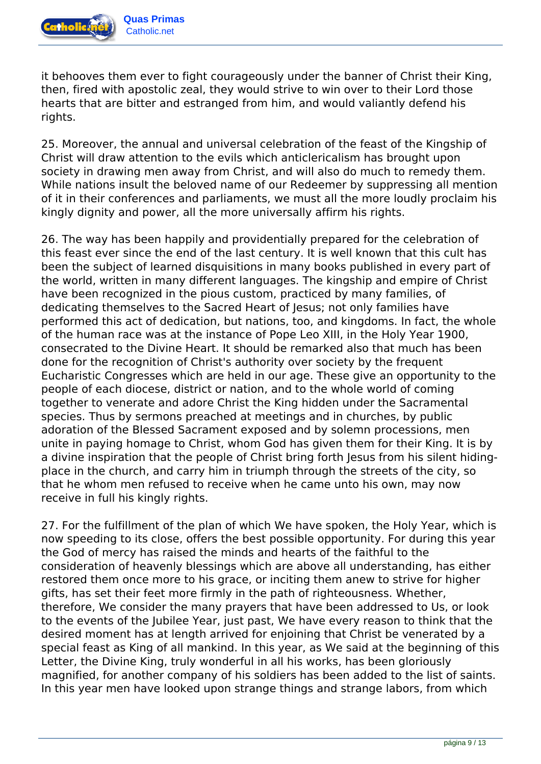it behooves them ever to fight courageously under the banner of Christ their King, then, fired with apostolic zeal, they would strive to win over to their Lord those hearts that are bitter and estranged from him, and would valiantly defend his rights.

25. Moreover, the annual and universal celebration of the feast of the Kingship of Christ will draw attention to the evils which anticlericalism has brought upon society in drawing men away from Christ, and will also do much to remedy them. While nations insult the beloved name of our Redeemer by suppressing all mention of it in their conferences and parliaments, we must all the more loudly proclaim his kingly dignity and power, all the more universally affirm his rights.

26. The way has been happily and providentially prepared for the celebration of this feast ever since the end of the last century. It is well known that this cult has been the subject of learned disquisitions in many books published in every part of the world, written in many different languages. The kingship and empire of Christ have been recognized in the pious custom, practiced by many families, of dedicating themselves to the Sacred Heart of Jesus; not only families have performed this act of dedication, but nations, too, and kingdoms. In fact, the whole of the human race was at the instance of Pope Leo XIII, in the Holy Year 1900, consecrated to the Divine Heart. It should be remarked also that much has been done for the recognition of Christ's authority over society by the frequent Eucharistic Congresses which are held in our age. These give an opportunity to the people of each diocese, district or nation, and to the whole world of coming together to venerate and adore Christ the King hidden under the Sacramental species. Thus by sermons preached at meetings and in churches, by public adoration of the Blessed Sacrament exposed and by solemn processions, men unite in paying homage to Christ, whom God has given them for their King. It is by a divine inspiration that the people of Christ bring forth Jesus from his silent hiding-place in the church, and carry him in triumph through the streets of the city, so that he whom men refused to receive when he came unto his own, may now receive in full his kingly rights.

27. For the fulfillment of the plan of which We have spoken, the Holy Year, which is now speeding to its close, offers the best possible opportunity. For during this year the God of mercy has raised the minds and hearts of the faithful to the consideration of heavenly blessings which are above all understanding, has either restored them once more to his grace, or inciting them anew to strive for higher gifts, has set their feet more firmly in the path of righteousness. Whether, therefore, We consider the many prayers that have been addressed to Us, or look to the events of the Jubilee Year, just past, We have every reason to think that the desired moment has at length arrived for enjoining that Christ be venerated by a special feast as King of all mankind. In this year, as We said at the beginning of this Letter, the Divine King, truly wonderful in all his works, has been gloriously magnified, for another company of his soldiers has been added to the list of saints. In this year men have looked upon strange things and strange labors, from which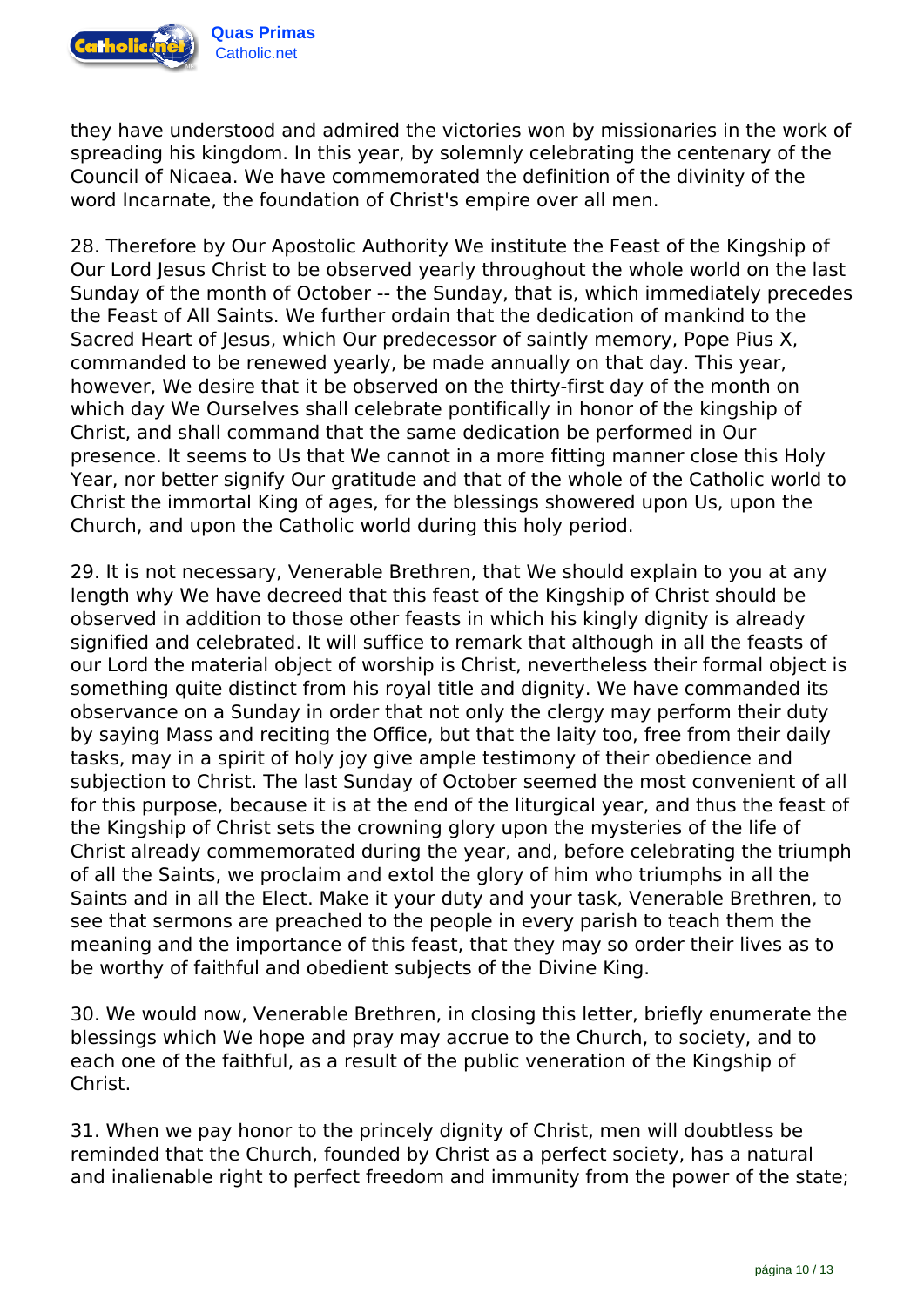they have understood and admired the victories won by missionaries in the work of spreading his kingdom. In this year, by solemnly celebrating the centenary of the Council of Nicaea. We have commemorated the definition of the divinity of the word Incarnate, the foundation of Christ's empire over all men.

28. Therefore by Our Apostolic Authority We institute the Feast of the Kingship of Our Lord Jesus Christ to be observed yearly throughout the whole world on the last Sunday of the month of October -- the Sunday, that is, which immediately precedes the Feast of All Saints. We further ordain that the dedication of mankind to the Sacred Heart of Jesus, which Our predecessor of saintly memory, Pope Pius X, commanded to be renewed yearly, be made annually on that day. This year, however, We desire that it be observed on the thirty-first day of the month on which day We Ourselves shall celebrate pontifically in honor of the kingship of Christ, and shall command that the same dedication be performed in Our presence. It seems to Us that We cannot in a more fitting manner close this Holy Year, nor better signify Our gratitude and that of the whole of the Catholic world to Christ the immortal King of ages, for the blessings showered upon Us, upon the Church, and upon the Catholic world during this holy period.

29. It is not necessary, Venerable Brethren, that We should explain to you at any length why We have decreed that this feast of the Kingship of Christ should be observed in addition to those other feasts in which his kingly dignity is already signified and celebrated. It will suffice to remark that although in all the feasts of our Lord the material object of worship is Christ, nevertheless their formal object is something quite distinct from his royal title and dignity. We have commanded its observance on a Sunday in order that not only the clergy may perform their duty by saying Mass and reciting the Office, but that the laity too, free from their daily tasks, may in a spirit of holy joy give ample testimony of their obedience and subjection to Christ. The last Sunday of October seemed the most convenient of all for this purpose, because it is at the end of the liturgical year, and thus the feast of the Kingship of Christ sets the crowning glory upon the mysteries of the life of Christ already commemorated during the year, and, before celebrating the triumph of all the Saints, we proclaim and extol the glory of him who triumphs in all the Saints and in all the Elect. Make it your duty and your task, Venerable Brethren, to see that sermons are preached to the people in every parish to teach them the meaning and the importance of this feast, that they may so order their lives as to be worthy of faithful and obedient subjects of the Divine King.

30. We would now, Venerable Brethren, in closing this letter, briefly enumerate the blessings which We hope and pray may accrue to the Church, to society, and to each one of the faithful, as a result of the public veneration of the Kingship of Christ.

31. When we pay honor to the princely dignity of Christ, men will doubtless be reminded that the Church, founded by Christ as a perfect society, has a natural and inalienable right to perfect freedom and immunity from the power of the state;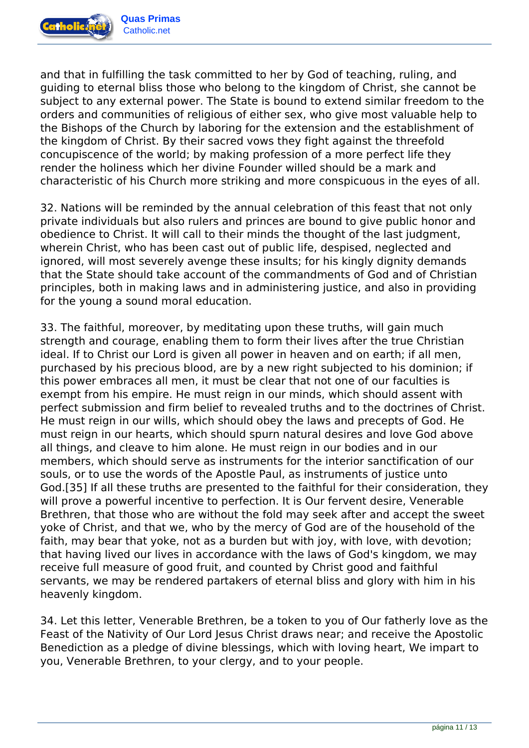and that in fulfilling the task committed to her by God of teaching, ruling, and guiding to eternal bliss those who belong to the kingdom of Christ, she cannot be subject to any external power. The State is bound to extend similar freedom to the orders and communities of religious of either sex, who give most valuable help to the Bishops of the Church by laboring for the extension and the establishment of the kingdom of Christ. By their sacred vows they fight against the threefold concupiscence of the world; by making profession of a more perfect life they render the holiness which her divine Founder willed should be a mark and characteristic of his Church more striking and more conspicuous in the eyes of all.

32. Nations will be reminded by the annual celebration of this feast that not only private individuals but also rulers and princes are bound to give public honor and obedience to Christ. It will call to their minds the thought of the last judgment, wherein Christ, who has been cast out of public life, despised, neglected and ignored, will most severely avenge these insults; for his kingly dignity demands that the State should take account of the commandments of God and of Christian principles, both in making laws and in administering justice, and also in providing for the young a sound moral education.

33. The faithful, moreover, by meditating upon these truths, will gain much strength and courage, enabling them to form their lives after the true Christian ideal. If to Christ our Lord is given all power in heaven and on earth; if all men, purchased by his precious blood, are by a new right subjected to his dominion; if this power embraces all men, it must be clear that not one of our faculties is exempt from his empire. He must reign in our minds, which should assent with perfect submission and firm belief to revealed truths and to the doctrines of Christ. He must reign in our wills, which should obey the laws and precepts of God. He must reign in our hearts, which should spurn natural desires and love God above all things, and cleave to him alone. He must reign in our bodies and in our members, which should serve as instruments for the interior sanctification of our souls, or to use the words of the Apostle Paul, as instruments of justice unto God.[35] If all these truths are presented to the faithful for their consideration, they will prove a powerful incentive to perfection. It is Our fervent desire, Venerable Brethren, that those who are without the fold may seek after and accept the sweet yoke of Christ, and that we, who by the mercy of God are of the household of the faith, may bear that yoke, not as a burden but with joy, with love, with devotion; that having lived our lives in accordance with the laws of God's kingdom, we may receive full measure of good fruit, and counted by Christ good and faithful servants, we may be rendered partakers of eternal bliss and glory with him in his heavenly kingdom.

34. Let this letter, Venerable Brethren, be a token to you of Our fatherly love as the Feast of the Nativity of Our Lord Jesus Christ draws near; and receive the Apostolic Benediction as a pledge of divine blessings, which with loving heart, We impart to you, Venerable Brethren, to your clergy, and to your people.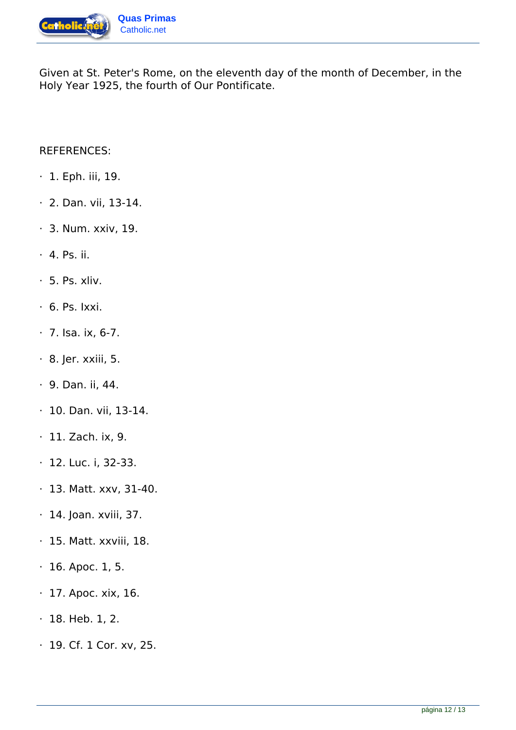Given at St. Peter's Rome, on the eleventh day of the month of December, in the Holy Year 1925, the fourth of Our Pontificate.

REFERENCES:

· 1. Eph. iii, 19.

· 2. Dan. vii, 13-14.

· 3. Num. xxiv, 19.

· 4. Ps. ii.

· 5. Ps. xliv.

· 6. Ps. lxxi.

· 7. Isa. ix, 6-7.

· 8. Jer. xxiii, 5.

· 9. Dan. ii, 44.

· 10. Dan. vii, 13-14.

· 11. Zach. ix, 9.

· 12. Luc. i, 32-33.

· 13. Matt. xxv, 31-40.

· 14. Joan. xviii, 37.

· 15. Matt. xxviii, 18.

· 16. Apoc. 1, 5.

· 17. Apoc. xix, 16.

· 18. Heb. 1, 2.

· 19. Cf. 1 Cor. xv, 25.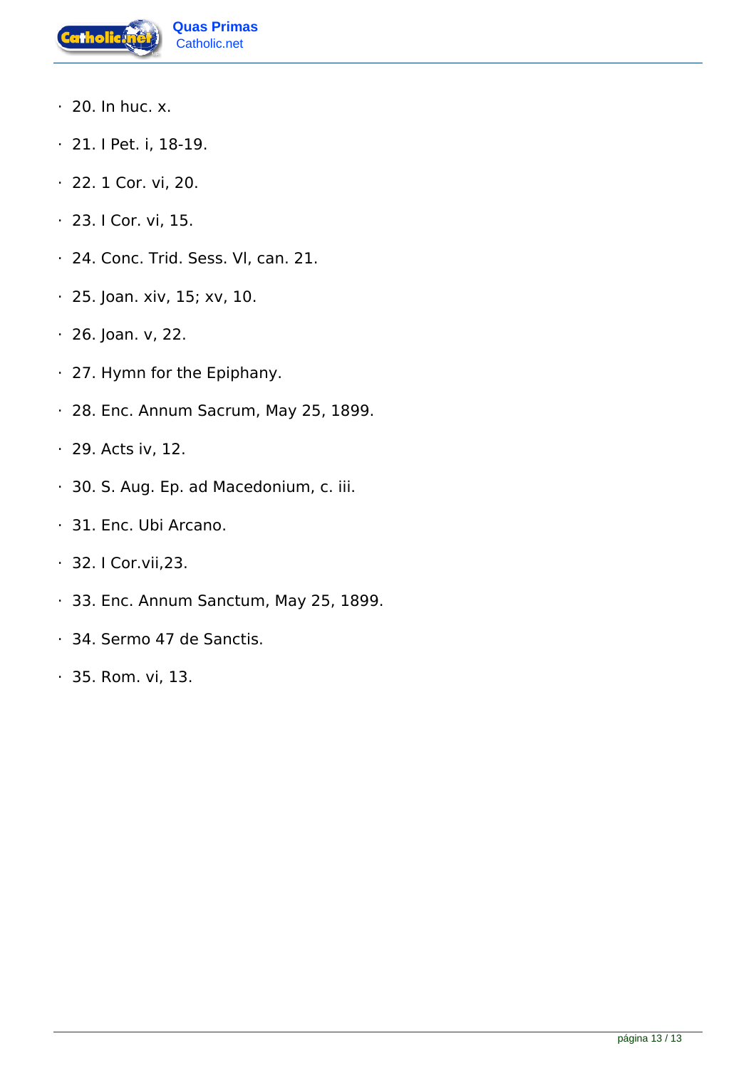- 20. In huc. x.
- 21. I Pet. i, 18-19.
- 22. 1 Cor. vi, 20.
- 23. I Cor. vi, 15.
- 24. Conc. Trid. Sess. VI, can. 21.
- 25. Joan. xiv, 15; xv, 10.
- 26. Joan. v, 22.
- 27. Hymn for the Epiphany.
- 28. Enc. Annum Sacrum, May 25, 1899.
- 29. Acts iv, 12.
- 30. S. Aug. Ep. ad Macedonium, c. iii.
- 31. Enc. Ubi Arcano.
- 32. I Cor.vii,23.
- 33. Enc. Annum Sanctum, May 25, 1899.
- 34. Sermo 47 de Sanctis.
- 35. Rom. vi, 13.